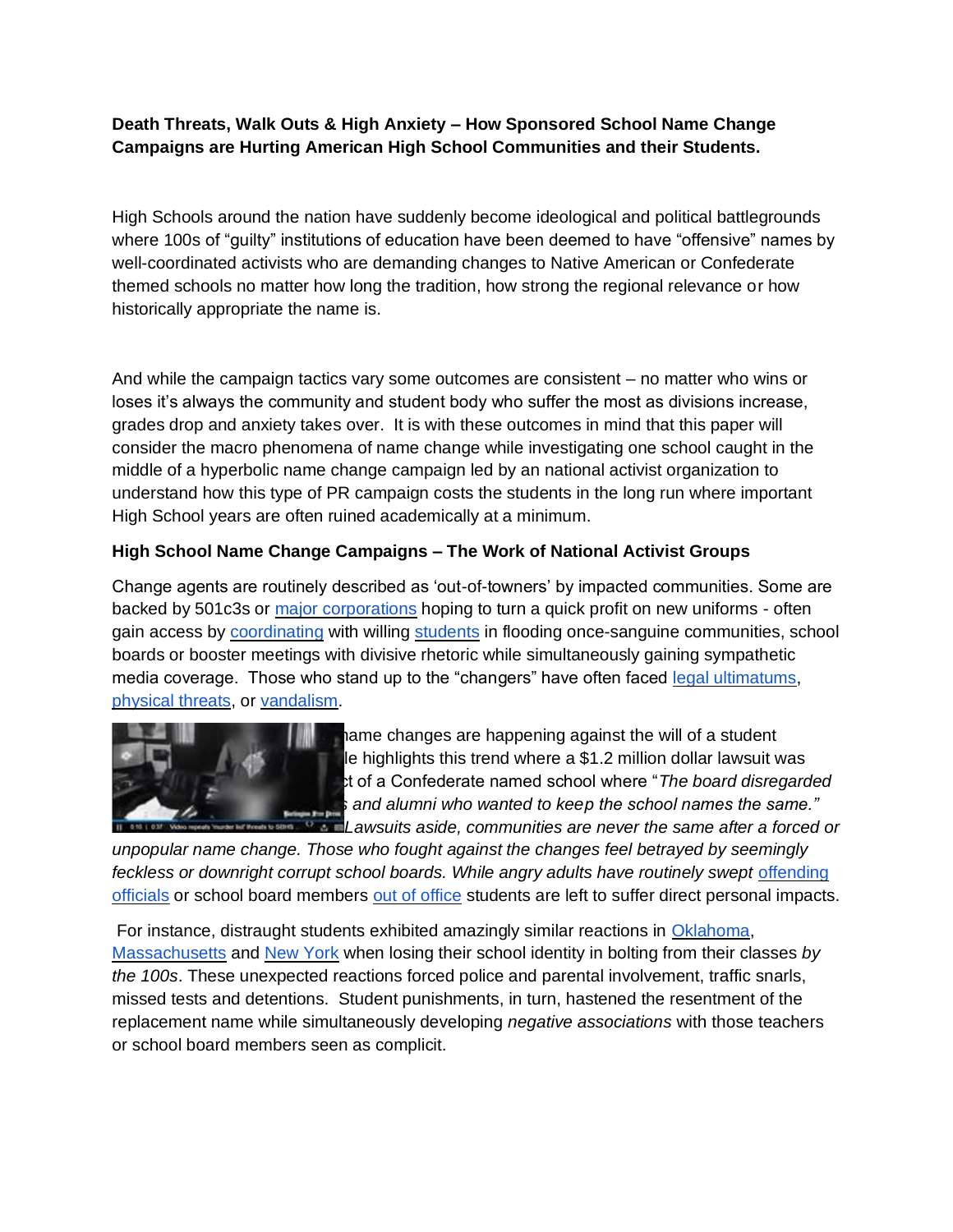**Death Threats, Walk Outs & High Anxiety – How Sponsored School Name Change Campaigns are Hurting American High School Communities and their Students.**

High Schools around the nation have suddenly become ideological and political battlegrounds where 100s of "guilty" institutions of education have been deemed to have "offensive" names by well-coordinated activists who are demanding changes to Native American or Confederate themed schools no matter how long the tradition, how strong the regional relevance or how historically appropriate the name is.

And while the campaign tactics vary some outcomes are consistent – no matter who wins or loses it's always the community and student body who suffer the most as divisions increase, grades drop and anxiety takes over. It is with these outcomes in mind that this paper will consider the macro phenomena of name change while investigating one school caught in the middle of a hyperbolic name change campaign led by an national activist organization to understand how this type of PR campaign costs the students in the long run where important High School years are often ruined academically at a minimum.

**High School Name Change Campaigns – The Work of National Activist Groups**

Change agents are routinely described as 'out-of-towners' by impacted communities. Some are backed by 501c3s or major corporations hoping to turn a quick profit on new uniforms - often gain access by coordinating with willing students in flooding once-sanguine communities, school boards or booster meetings with divisive rhetoric while simultaneously gaining sympathetic media coverage. Those who stand up to the "changers" have often faced legal ultimatums, physical threats, or vandalism.

ame changes are happening against the will of a student le highlights this trend where a $1.2 million dollar lawsuit was t of a Confederate named school where "*The board disregarded and alumni who wanted to keep the school names the same." Lawsuits aside, communities are never the same after a forced or unpopular name change. Those who fought against the changes feel betrayed by seemingly feckless or downright corrupt school boards. While angry adults have routinely swept* offending officials or school board members out of office students are left to suffer direct personal impacts.

For instance, distraught students exhibited amazingly similar reactions in Oklahoma, Massachusetts and New York when losing their school identity in bolting from their classes *by the 100s*. These unexpected reactions forced police and parental involvement, traffic snarls, missed tests and detentions. Student punishments, in turn, hastened the resentment of the replacement name while simultaneously developing *negative associations* with those teachers or school board members seen as complicit.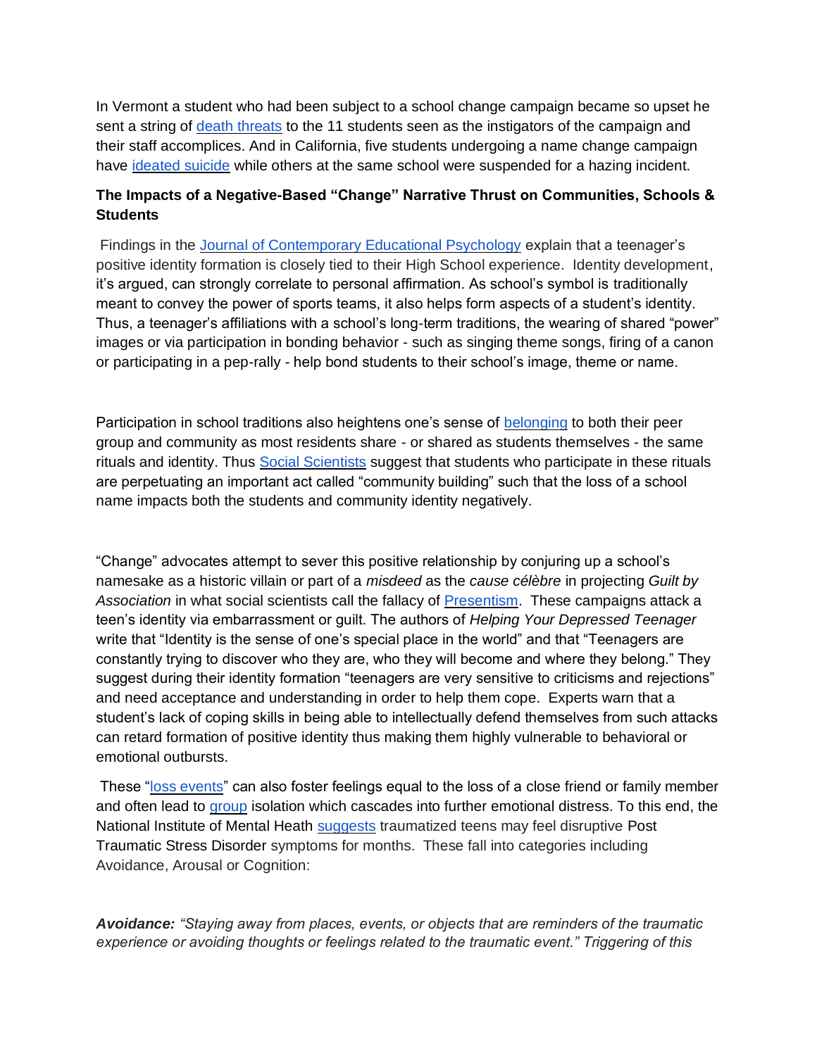In Vermont a student who had been subject to a school change campaign became so upset he sent a string of death threats to the 11 students seen as the instigators of the campaign and their staff accomplices. And in California, five students undergoing a name change campaign have ideated suicide while others at the same school were suspended for a hazing incident.

**The Impacts of a Negative-Based "Change" Narrative Thrust on Communities, Schools & Students**

Findings in the Journal of Contemporary Educational Psychology explain that a teenager's positive identity formation is closely tied to their High School experience. Identity development, it's argued, can strongly correlate to personal affirmation. As school's symbol is traditionally meant to convey the power of sports teams, it also helps form aspects of a student's identity. Thus, a teenager's affiliations with a school's long-term traditions, the wearing of shared "power" images or via participation in bonding behavior - such as singing theme songs, firing of a canon or participating in a pep-rally - help bond students to their school's image, theme or name.

Participation in school traditions also heightens one's sense of belonging to both their peer group and community as most residents share - or shared as students themselves - the same rituals and identity. Thus Social Scientists suggest that students who participate in these rituals are perpetuating an important act called "community building" such that the loss of a school name impacts both the students and community identity negatively.

"Change" advocates attempt to sever this positive relationship by conjuring up a school's namesake as a historic villain or part of a *misdeed* as the *cause célèbre* in projecting *Guilt by Association* in what social scientists call the fallacy of Presentism. These campaigns attack a teen's identity via embarrassment or guilt. The authors of *Helping Your Depressed Teenager* write that "Identity is the sense of one's special place in the world" and that "Teenagers are constantly trying to discover who they are, who they will become and where they belong." They suggest during their identity formation "teenagers are very sensitive to criticisms and rejections" and need acceptance and understanding in order to help them cope. Experts warn that a student's lack of coping skills in being able to intellectually defend themselves from such attacks can retard formation of positive identity thus making them highly vulnerable to behavioral or emotional outbursts.

These "loss events" can also foster feelings equal to the loss of a close friend or family member and often lead to group isolation which cascades into further emotional distress. To this end, the National Institute of Mental Heath suggests traumatized teens may feel disruptive Post Traumatic Stress Disorder symptoms for months. These fall into categories including Avoidance, Arousal or Cognition:

***Avoidance:*** *"Staying away from places, events, or objects that are reminders of the traumatic experience or avoiding thoughts or feelings related to the traumatic event." Triggering of this*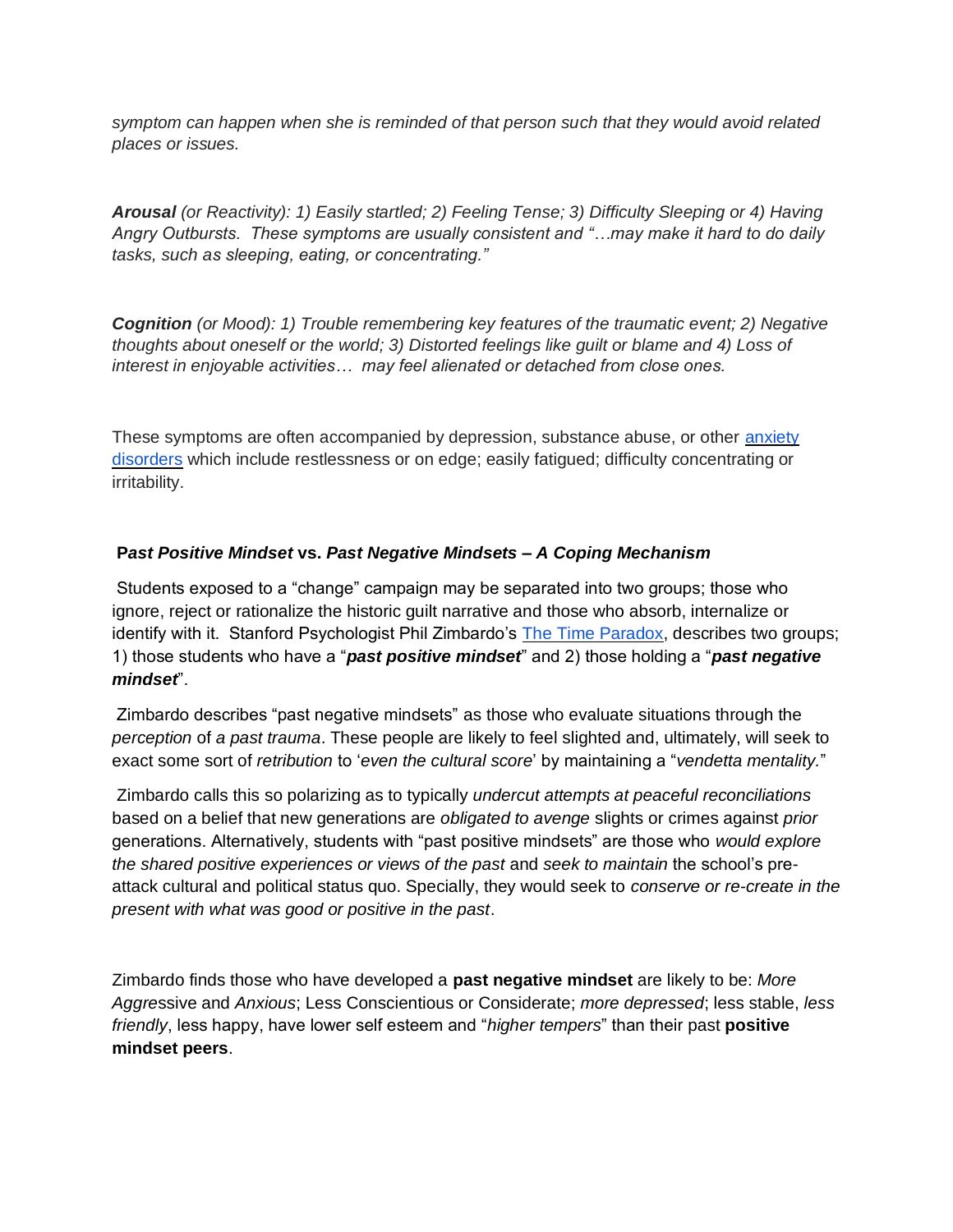*symptom can happen when she is reminded of that person such that they would avoid related places or issues.*

***Arousal*** *(or Reactivity): 1) Easily startled; 2) Feeling Tense; 3) Difficulty Sleeping or 4) Having Angry Outbursts. These symptoms are usually consistent and "…may make it hard to do daily tasks, such as sleeping, eating, or concentrating."*

***Cognition*** *(or Mood): 1) Trouble remembering key features of the traumatic event; 2) Negative thoughts about oneself or the world; 3) Distorted feelings like guilt or blame and 4) Loss of interest in enjoyable activities… may feel alienated or detached from close ones.*

These symptoms are often accompanied by depression, substance abuse, or other anxiety disorders which include restlessness or on edge; easily fatigued; difficulty concentrating or irritability.

### **P*ast Positive Mindset*** **vs.** ***Past Negative Mindsets – A Coping Mechanism***

Students exposed to a "change" campaign may be separated into two groups; those who ignore, reject or rationalize the historic guilt narrative and those who absorb, internalize or identify with it. Stanford Psychologist Phil Zimbardo's The Time Paradox, describes two groups; 1) those students who have a "***past positive mindset***" and 2) those holding a "***past negative mindset***".

Zimbardo describes "past negative mindsets" as those who evaluate situations through the *perception* of *a past trauma*. These people are likely to feel slighted and, ultimately, will seek to exact some sort of *retribution* to '*even the cultural score*' by maintaining a "*vendetta mentality.*"

Zimbardo calls this so polarizing as to typically *undercut attempts at peaceful reconciliations* based on a belief that new generations are *obligated to avenge* slights or crimes against *prior* generations. Alternatively, students with "past positive mindsets" are those who *would explore the shared positive experiences or views of the past* and *seek to maintain* the school's pre-attack cultural and political status quo. Specially, they would seek to *conserve or re-create in the present with what was good or positive in the past*.

Zimbardo finds those who have developed a **past negative mindset** are likely to be: *More Aggre*ssive and *Anxious*; Less Conscientious or Considerate; *more depressed*; less stable, *less friendly*, less happy, have lower self esteem and "*higher tempers*" than their past **positive mindset peers**.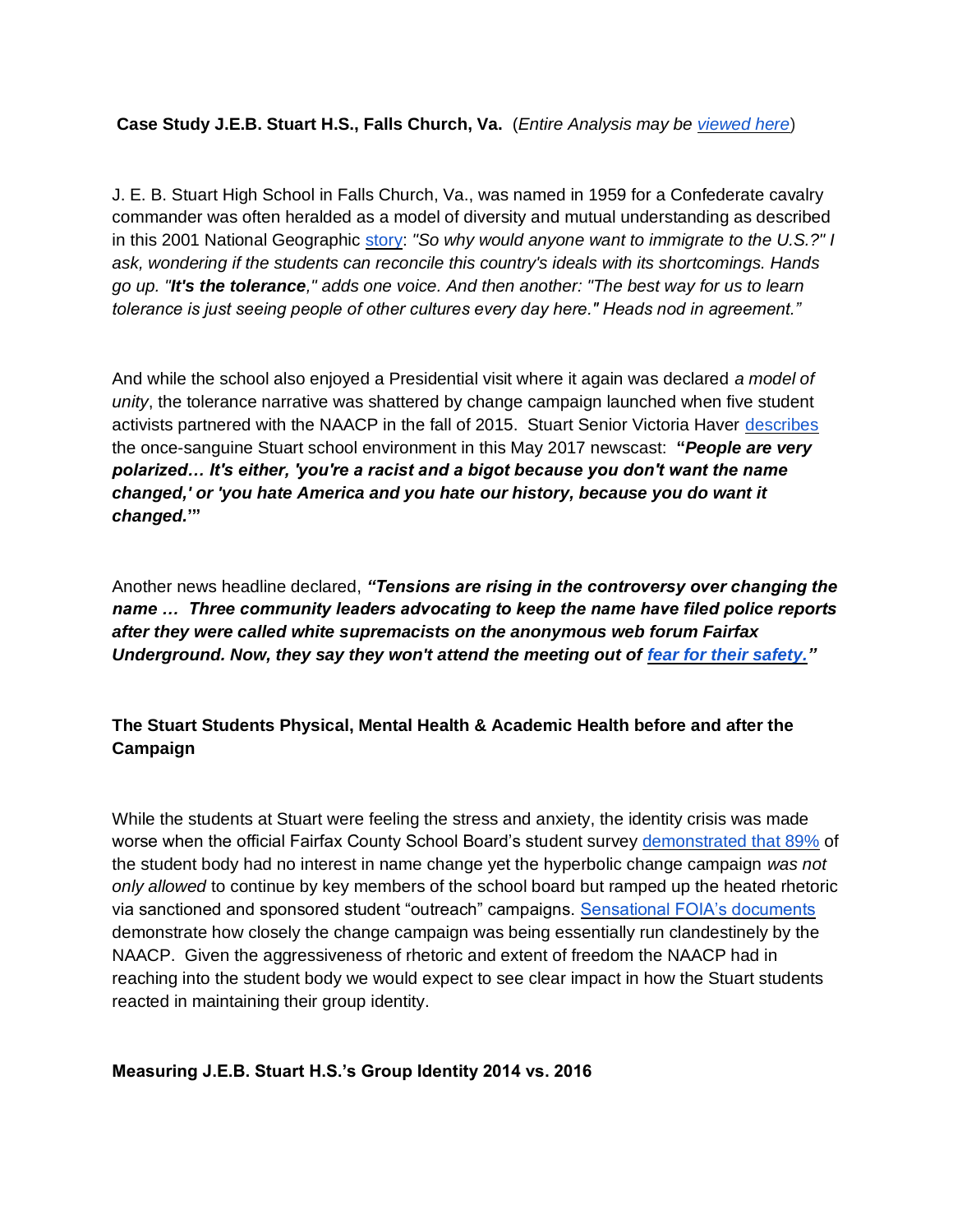**Case Study J.E.B. Stuart H.S., Falls Church, Va.** (*Entire Analysis may be viewed here*)

J. E. B. Stuart High School in Falls Church, Va., was named in 1959 for a Confederate cavalry commander was often heralded as a model of diversity and mutual understanding as described in this 2001 National Geographic story: *"So why would anyone want to immigrate to the U.S.?" I ask, wondering if the students can reconcile this country's ideals with its shortcomings. Hands go up. "**It's the tolerance**," adds one voice. And then another: "The best way for us to learn tolerance is just seeing people of other cultures every day here." Heads nod in agreement."*

And while the school also enjoyed a Presidential visit where it again was declared *a model of unity*, the tolerance narrative was shattered by change campaign launched when five student activists partnered with the NAACP in the fall of 2015. Stuart Senior Victoria Haver describes the once-sanguine Stuart school environment in this May 2017 newscast: **"*People are very polarized… It's either, 'you're a racist and a bigot because you don't want the name changed,' or 'you hate America and you hate our history, because you do want it changed.'*"**

Another news headline declared, ***"Tensions are rising in the controversy over changing the name … Three community leaders advocating to keep the name have filed police reports after they were called white supremacists on the anonymous web forum Fairfax Underground. Now, they say they won't attend the meeting out of fear for their safety."***

### The Stuart Students Physical, Mental Health & Academic Health before and after the Campaign

While the students at Stuart were feeling the stress and anxiety, the identity crisis was made worse when the official Fairfax County School Board's student survey demonstrated that 89% of the student body had no interest in name change yet the hyperbolic change campaign *was not only allowed* to continue by key members of the school board but ramped up the heated rhetoric via sanctioned and sponsored student "outreach" campaigns. Sensational FOIA's documents demonstrate how closely the change campaign was being essentially run clandestinely by the NAACP. Given the aggressiveness of rhetoric and extent of freedom the NAACP had in reaching into the student body we would expect to see clear impact in how the Stuart students reacted in maintaining their group identity.

### Measuring J.E.B. Stuart H.S.'s Group Identity 2014 vs. 2016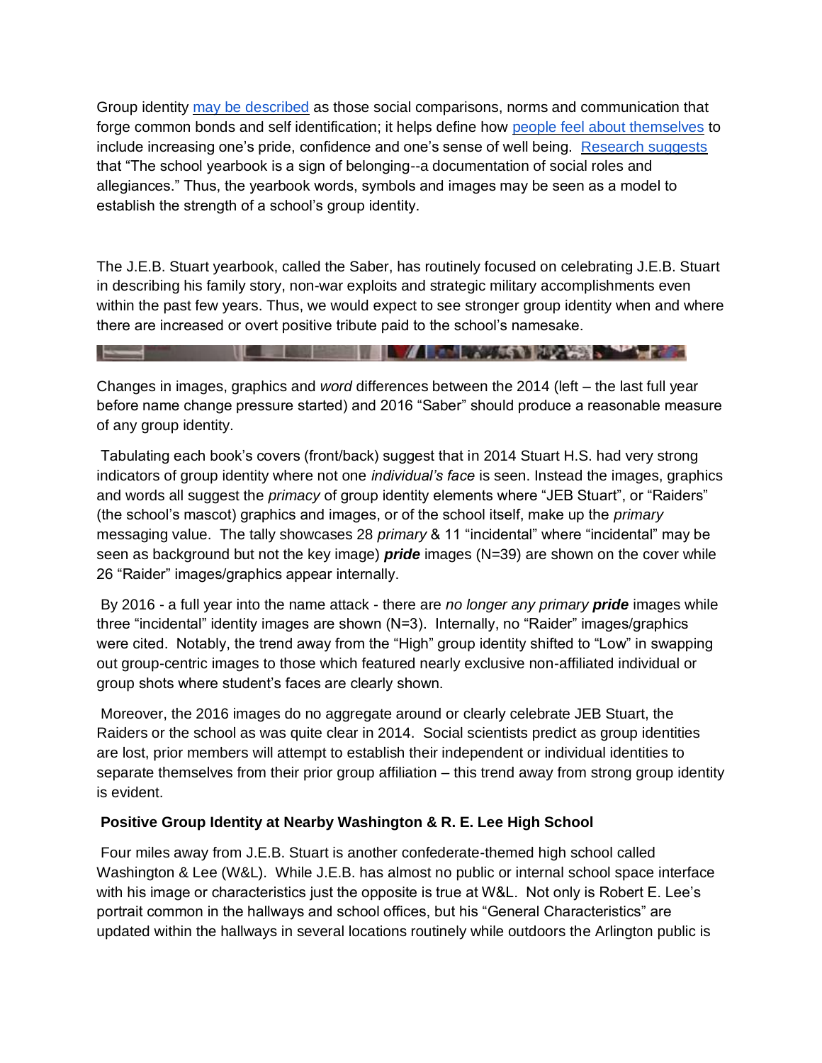Group identity may be described as those social comparisons, norms and communication that forge common bonds and self identification; it helps define how people feel about themselves to include increasing one's pride, confidence and one's sense of well being. Research suggests that "The school yearbook is a sign of belonging--a documentation of social roles and allegiances." Thus, the yearbook words, symbols and images may be seen as a model to establish the strength of a school's group identity.

The J.E.B. Stuart yearbook, called the Saber, has routinely focused on celebrating J.E.B. Stuart in describing his family story, non-war exploits and strategic military accomplishments even within the past few years. Thus, we would expect to see stronger group identity when and where there are increased or overt positive tribute paid to the school's namesake.

Changes in images, graphics and *word* differences between the 2014 (left – the last full year before name change pressure started) and 2016 "Saber" should produce a reasonable measure of any group identity.

Tabulating each book's covers (front/back) suggest that in 2014 Stuart H.S. had very strong indicators of group identity where not one *individual's face* is seen. Instead the images, graphics and words all suggest the *primacy* of group identity elements where "JEB Stuart", or "Raiders" (the school's mascot) graphics and images, or of the school itself, make up the *primary* messaging value. The tally showcases 28 *primary* & 11 "incidental" where "incidental" may be seen as background but not the key image) ***pride*** images (N=39) are shown on the cover while 26 "Raider" images/graphics appear internally.

By 2016 - a full year into the name attack - there are *no longer any primary* ***pride*** images while three "incidental" identity images are shown (N=3). Internally, no "Raider" images/graphics were cited. Notably, the trend away from the "High" group identity shifted to "Low" in swapping out group-centric images to those which featured nearly exclusive non-affiliated individual or group shots where student's faces are clearly shown.

Moreover, the 2016 images do no aggregate around or clearly celebrate JEB Stuart, the Raiders or the school as was quite clear in 2014. Social scientists predict as group identities are lost, prior members will attempt to establish their independent or individual identities to separate themselves from their prior group affiliation – this trend away from strong group identity is evident.

**Positive Group Identity at Nearby Washington & R. E. Lee High School**

Four miles away from J.E.B. Stuart is another confederate-themed high school called Washington & Lee (W&L). While J.E.B. has almost no public or internal school space interface with his image or characteristics just the opposite is true at W&L. Not only is Robert E. Lee's portrait common in the hallways and school offices, but his "General Characteristics" are updated within the hallways in several locations routinely while outdoors the Arlington public is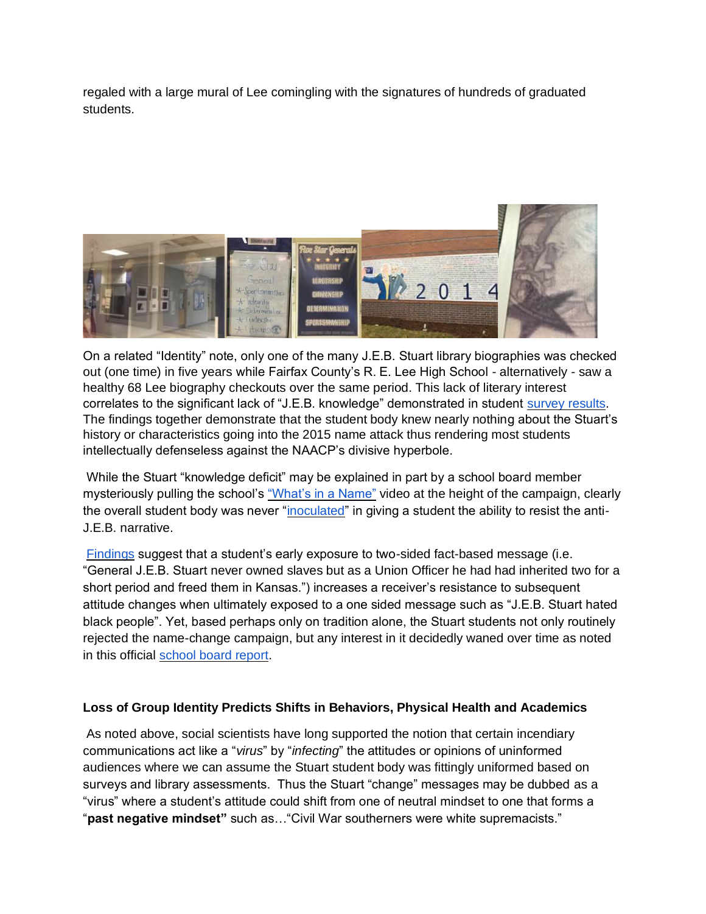regaled with a large mural of Lee comingling with the signatures of hundreds of graduated students.

On a related "Identity" note, only one of the many J.E.B. Stuart library biographies was checked out (one time) in five years while Fairfax County's R. E. Lee High School - alternatively - saw a healthy 68 Lee biography checkouts over the same period. This lack of literary interest correlates to the significant lack of "J.E.B. knowledge" demonstrated in student survey results. The findings together demonstrate that the student body knew nearly nothing about the Stuart's history or characteristics going into the 2015 name attack thus rendering most students intellectually defenseless against the NAACP's divisive hyperbole.

While the Stuart "knowledge deficit" may be explained in part by a school board member mysteriously pulling the school's "What's in a Name" video at the height of the campaign, clearly the overall student body was never "inoculated" in giving a student the ability to resist the anti-J.E.B. narrative.

Findings suggest that a student's early exposure to two-sided fact-based message (i.e. "General J.E.B. Stuart never owned slaves but as a Union Officer he had had inherited two for a short period and freed them in Kansas.") increases a receiver's resistance to subsequent attitude changes when ultimately exposed to a one sided message such as "J.E.B. Stuart hated black people". Yet, based perhaps only on tradition alone, the Stuart students not only routinely rejected the name-change campaign, but any interest in it decidedly waned over time as noted in this official school board report.

**Loss of Group Identity Predicts Shifts in Behaviors, Physical Health and Academics**

As noted above, social scientists have long supported the notion that certain incendiary communications act like a "*virus*" by "*infecting*" the attitudes or opinions of uninformed audiences where we can assume the Stuart student body was fittingly uniformed based on surveys and library assessments. Thus the Stuart "change" messages may be dubbed as a "virus" where a student's attitude could shift from one of neutral mindset to one that forms a "**past negative mindset"** such as…"Civil War southerners were white supremacists."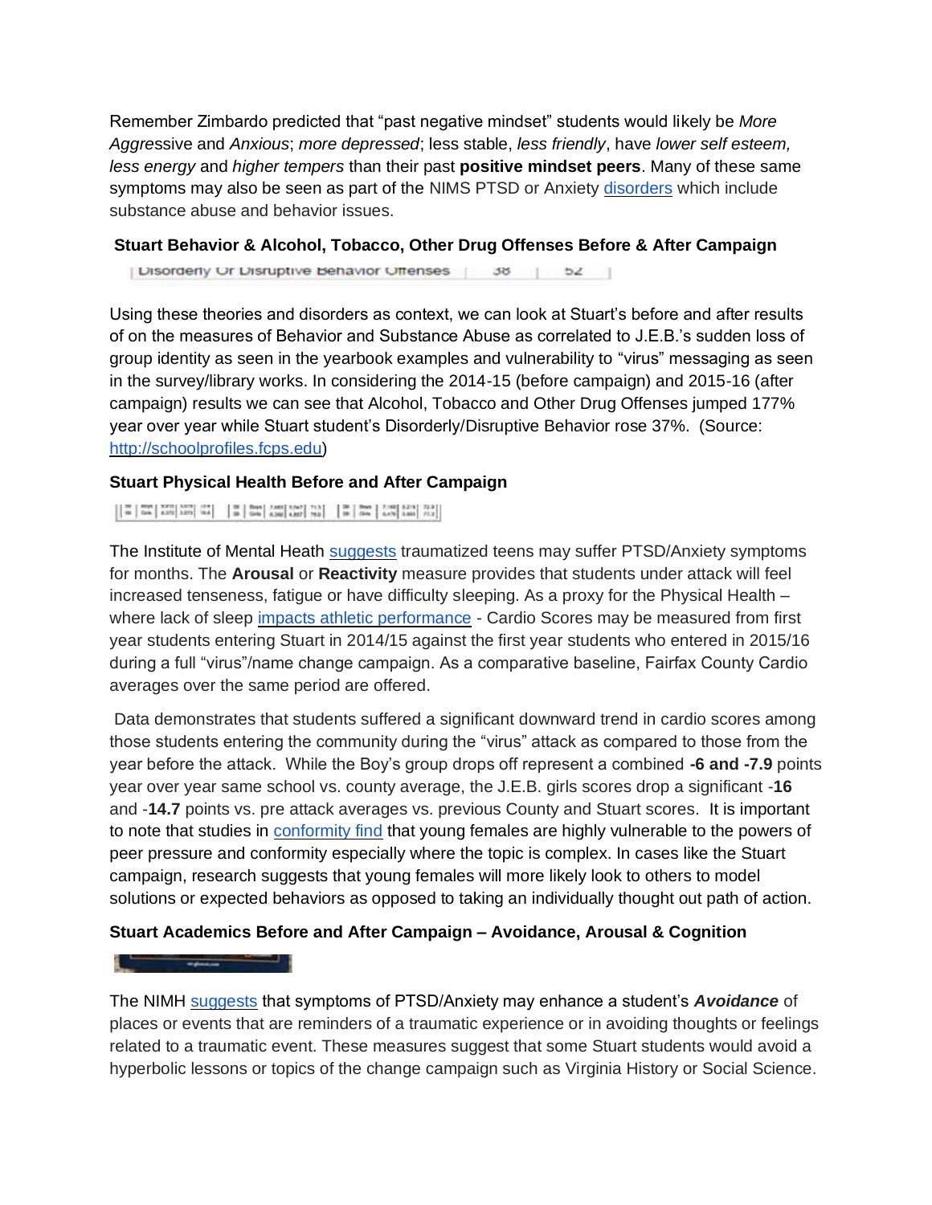Remember Zimbardo predicted that “past negative mindset” students would likely be *More Aggressive* and *Anxious*; *more depressed*; less stable, *less friendly*, have *lower self esteem, less energy* and *higher tempers* than their past **positive mindset peers**. Many of these same symptoms may also be seen as part of the NIMS PTSD or Anxiety disorders which include substance abuse and behavior issues.

**Stuart Behavior & Alcohol, Tobacco, Other Drug Offenses Before & After Campaign**

| Disorderly Or Disruptive Behavior Offenses | 38 | 52 |
|---|---|---|

Using these theories and disorders as context, we can look at Stuart’s before and after results of on the measures of Behavior and Substance Abuse as correlated to J.E.B.’s sudden loss of group identity as seen in the yearbook examples and vulnerability to “virus” messaging as seen in the survey/library works. In considering the 2014-15 (before campaign) and 2015-16 (after campaign) results we can see that Alcohol, Tobacco and Other Drug Offenses jumped 177% year over year while Stuart student’s Disorderly/Disruptive Behavior rose 37%. (Source: http://schoolprofiles.fcps.edu)

**Stuart Physical Health Before and After Campaign**

The Institute of Mental Heath suggests traumatized teens may suffer PTSD/Anxiety symptoms for months. The **Arousal** or **Reactivity** measure provides that students under attack will feel increased tenseness, fatigue or have difficulty sleeping. As a proxy for the Physical Health – where lack of sleep impacts athletic performance - Cardio Scores may be measured from first year students entering Stuart in 2014/15 against the first year students who entered in 2015/16 during a full “virus”/name change campaign. As a comparative baseline, Fairfax County Cardio averages over the same period are offered.

Data demonstrates that students suffered a significant downward trend in cardio scores among those students entering the community during the “virus” attack as compared to those from the year before the attack. While the Boy’s group drops off represent a combined **-6 and -7.9** points year over year same school vs. county average, the J.E.B. girls scores drop a significant -**16** and -**14.7** points vs. pre attack averages vs. previous County and Stuart scores. It is important to note that studies in conformity find that young females are highly vulnerable to the powers of peer pressure and conformity especially where the topic is complex. In cases like the Stuart campaign, research suggests that young females will more likely look to others to model solutions or expected behaviors as opposed to taking an individually thought out path of action.

**Stuart Academics Before and After Campaign – Avoidance, Arousal & Cognition**

The NIMH suggests that symptoms of PTSD/Anxiety may enhance a student’s ***Avoidance*** of places or events that are reminders of a traumatic experience or in avoiding thoughts or feelings related to a traumatic event. These measures suggest that some Stuart students would avoid a hyperbolic lessons or topics of the change campaign such as Virginia History or Social Science.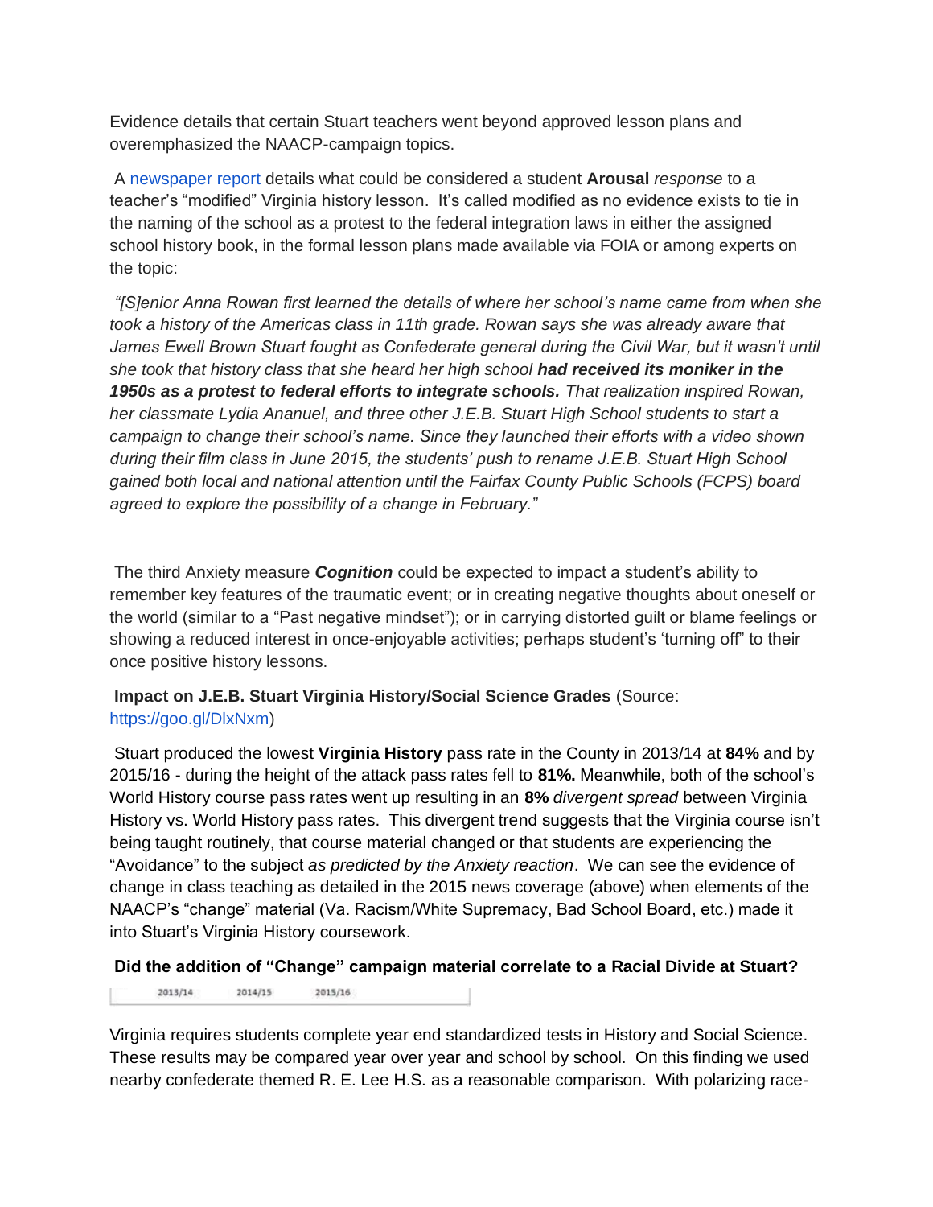Evidence details that certain Stuart teachers went beyond approved lesson plans and overemphasized the NAACP-campaign topics.

A [newspaper report](#) details what could be considered a student **Arousal** *response* to a teacher's "modified" Virginia history lesson. It's called modified as no evidence exists to tie in the naming of the school as a protest to the federal integration laws in either the assigned school history book, in the formal lesson plans made available via FOIA or among experts on the topic:

*"[S]enior Anna Rowan first learned the details of where her school's name came from when she took a history of the Americas class in 11th grade. Rowan says she was already aware that James Ewell Brown Stuart fought as Confederate general during the Civil War, but it wasn't until she took that history class that she heard her high school* ***had received its moniker in the 1950s as a protest to federal efforts to integrate schools.*** *That realization inspired Rowan, her classmate Lydia Ananuel, and three other J.E.B. Stuart High School students to start a campaign to change their school's name. Since they launched their efforts with a video shown during their film class in June 2015, the students' push to rename J.E.B. Stuart High School gained both local and national attention until the Fairfax County Public Schools (FCPS) board agreed to explore the possibility of a change in February."*

The third Anxiety measure ***Cognition*** could be expected to impact a student's ability to remember key features of the traumatic event; or in creating negative thoughts about oneself or the world (similar to a "Past negative mindset"); or in carrying distorted guilt or blame feelings or showing a reduced interest in once-enjoyable activities; perhaps student's 'turning off" to their once positive history lessons.

**Impact on J.E.B. Stuart Virginia History/Social Science Grades** (Source: [https://goo.gl/DlxNxm](https://goo.gl/DlxNxm))

Stuart produced the lowest **Virginia History** pass rate in the County in 2013/14 at **84%** and by 2015/16 - during the height of the attack pass rates fell to **81%.** Meanwhile, both of the school's World History course pass rates went up resulting in an **8%** *divergent spread* between Virginia History vs. World History pass rates. This divergent trend suggests that the Virginia course isn't being taught routinely, that course material changed or that students are experiencing the "Avoidance" to the subject *as predicted by the Anxiety reaction*. We can see the evidence of change in class teaching as detailed in the 2015 news coverage (above) when elements of the NAACP's "change" material (Va. Racism/White Supremacy, Bad School Board, etc.) made it into Stuart's Virginia History coursework.

**Did the addition of "Change" campaign material correlate to a Racial Divide at Stuart?**

| 2013/14 | 2014/15 | 2015/16 |
|---|---|---|

Virginia requires students complete year end standardized tests in History and Social Science. These results may be compared year over year and school by school. On this finding we used nearby confederate themed R. E. Lee H.S. as a reasonable comparison. With polarizing race-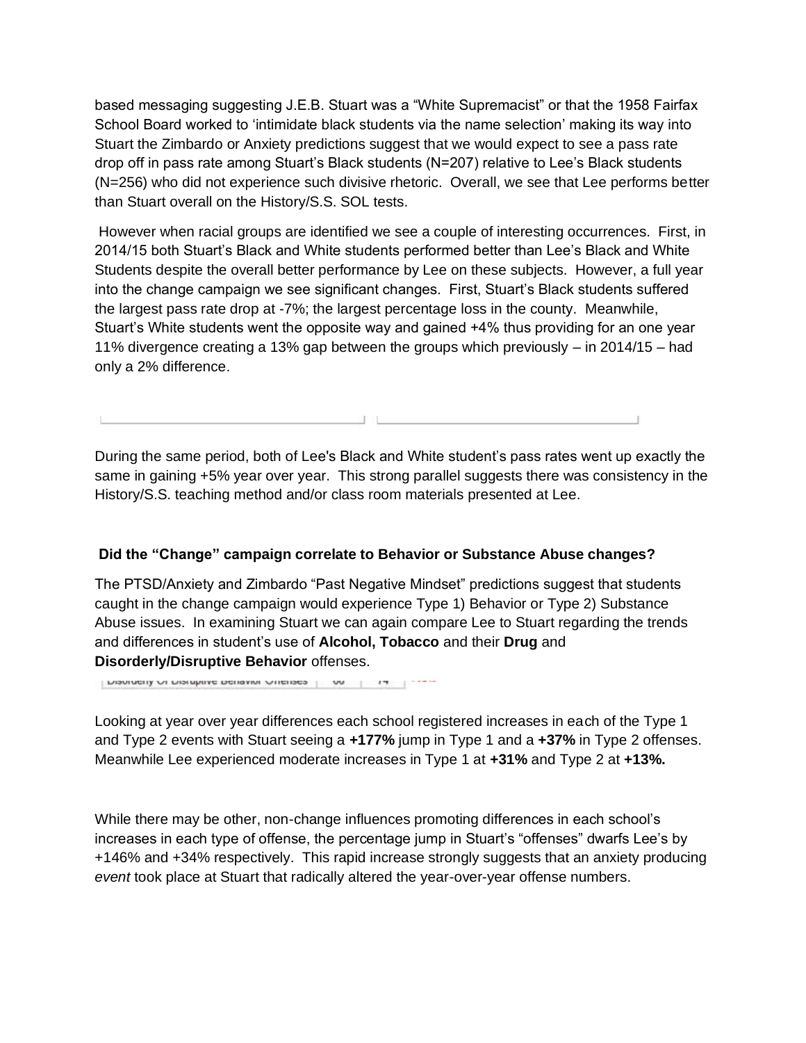based messaging suggesting J.E.B. Stuart was a "White Supremacist" or that the 1958 Fairfax School Board worked to 'intimidate black students via the name selection' making its way into Stuart the Zimbardo or Anxiety predictions suggest that we would expect to see a pass rate drop off in pass rate among Stuart's Black students (N=207) relative to Lee's Black students (N=256) who did not experience such divisive rhetoric. Overall, we see that Lee performs better than Stuart overall on the History/S.S. SOL tests.

However when racial groups are identified we see a couple of interesting occurrences. First, in 2014/15 both Stuart's Black and White students performed better than Lee's Black and White Students despite the overall better performance by Lee on these subjects. However, a full year into the change campaign we see significant changes. First, Stuart's Black students suffered the largest pass rate drop at -7%; the largest percentage loss in the county. Meanwhile, Stuart's White students went the opposite way and gained +4% thus providing for an one year 11% divergence creating a 13% gap between the groups which previously – in 2014/15 – had only a 2% difference.

During the same period, both of Lee's Black and White student's pass rates went up exactly the same in gaining +5% year over year. This strong parallel suggests there was consistency in the History/S.S. teaching method and/or class room materials presented at Lee.

### Did the "Change" campaign correlate to Behavior or Substance Abuse changes?

The PTSD/Anxiety and Zimbardo "Past Negative Mindset" predictions suggest that students caught in the change campaign would experience Type 1) Behavior or Type 2) Substance Abuse issues. In examining Stuart we can again compare Lee to Stuart regarding the trends and differences in student's use of **Alcohol, Tobacco** and their **Drug** and **Disorderly/Disruptive Behavior** offenses.

Looking at year over year differences each school registered increases in each of the Type 1 and Type 2 events with Stuart seeing a **+177%** jump in Type 1 and a **+37%** in Type 2 offenses. Meanwhile Lee experienced moderate increases in Type 1 at **+31%** and Type 2 at **+13%.**

While there may be other, non-change influences promoting differences in each school's increases in each type of offense, the percentage jump in Stuart's "offenses" dwarfs Lee's by +146% and +34% respectively. This rapid increase strongly suggests that an anxiety producing *event* took place at Stuart that radically altered the year-over-year offense numbers.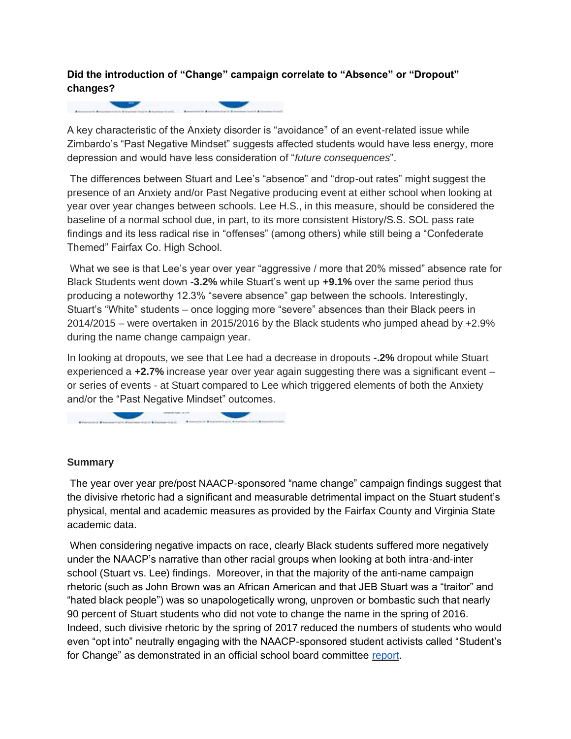**Did the introduction of "Change" campaign correlate to "Absence" or "Dropout" changes?**

A key characteristic of the Anxiety disorder is "avoidance" of an event-related issue while Zimbardo's "Past Negative Mindset" suggests affected students would have less energy, more depression and would have less consideration of "*future consequences*".

The differences between Stuart and Lee's "absence" and "drop-out rates" might suggest the presence of an Anxiety and/or Past Negative producing event at either school when looking at year over year changes between schools. Lee H.S., in this measure, should be considered the baseline of a normal school due, in part, to its more consistent History/S.S. SOL pass rate findings and its less radical rise in "offenses" (among others) while still being a "Confederate Themed" Fairfax Co. High School.

What we see is that Lee's year over year "aggressive / more that 20% missed" absence rate for Black Students went down **-3.2%** while Stuart's went up **+9.1%** over the same period thus producing a noteworthy 12.3% "severe absence" gap between the schools. Interestingly, Stuart's "White" students – once logging more "severe" absences than their Black peers in 2014/2015 – were overtaken in 2015/2016 by the Black students who jumped ahead by +2.9% during the name change campaign year.

In looking at dropouts, we see that Lee had a decrease in dropouts **-.2%** dropout while Stuart experienced a **+2.7%** increase year over year again suggesting there was a significant event – or series of events - at Stuart compared to Lee which triggered elements of both the Anxiety and/or the "Past Negative Mindset" outcomes.

### Summary

The year over year pre/post NAACP-sponsored "name change" campaign findings suggest that the divisive rhetoric had a significant and measurable detrimental impact on the Stuart student's physical, mental and academic measures as provided by the Fairfax County and Virginia State academic data.

When considering negative impacts on race, clearly Black students suffered more negatively under the NAACP's narrative than other racial groups when looking at both intra-and-inter school (Stuart vs. Lee) findings. Moreover, in that the majority of the anti-name campaign rhetoric (such as John Brown was an African American and that JEB Stuart was a "traitor" and "hated black people") was so unapologetically wrong, unproven or bombastic such that nearly 90 percent of Stuart students who did not vote to change the name in the spring of 2016. Indeed, such divisive rhetoric by the spring of 2017 reduced the numbers of students who would even "opt into" neutrally engaging with the NAACP-sponsored student activists called "Student's for Change" as demonstrated in an official school board committee report.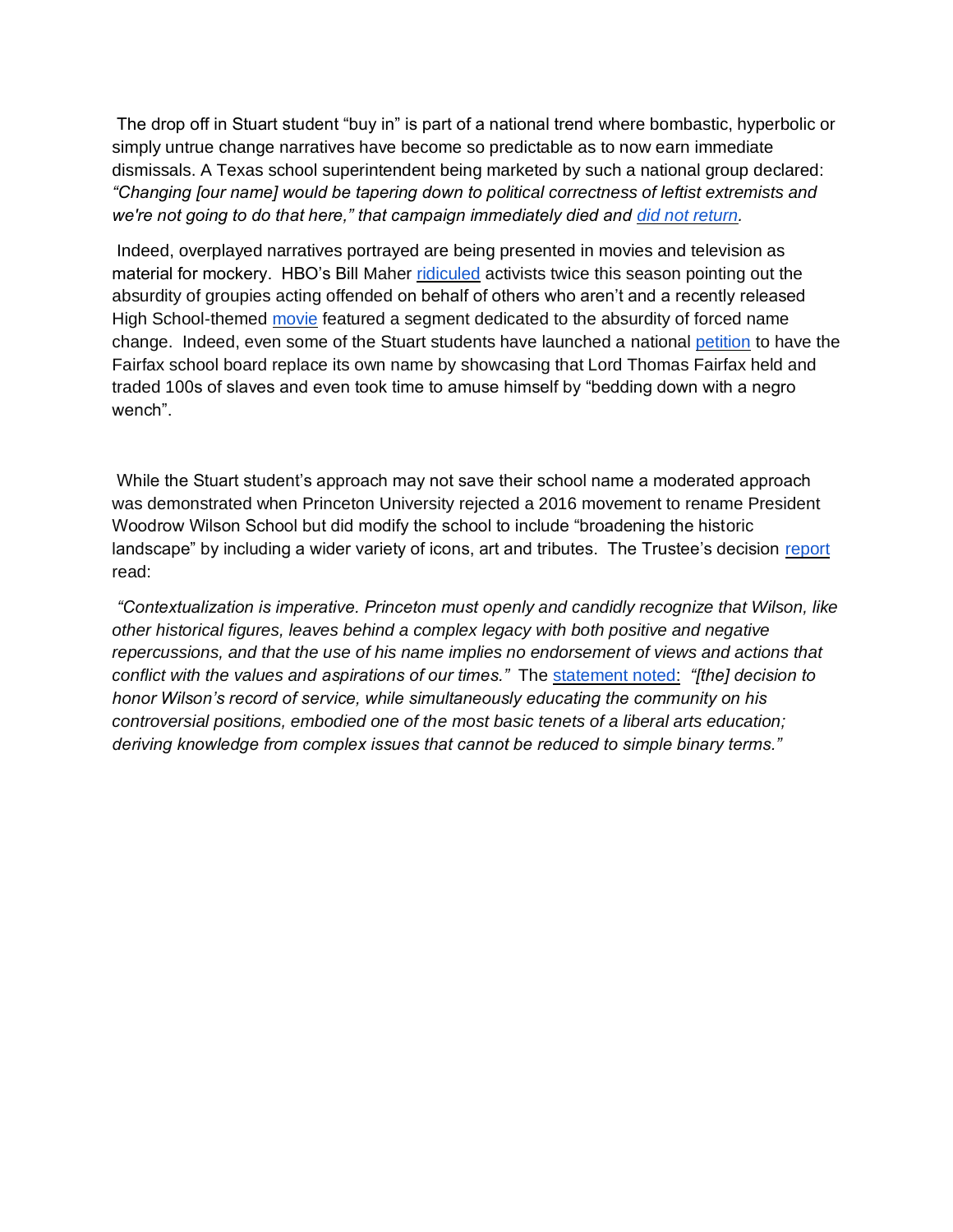The drop off in Stuart student "buy in" is part of a national trend where bombastic, hyperbolic or simply untrue change narratives have become so predictable as to now earn immediate dismissals. A Texas school superintendent being marketed by such a national group declared: *"Changing [our name] would be tapering down to political correctness of leftist extremists and we're not going to do that here," that campaign immediately died and did not return.*

Indeed, overplayed narratives portrayed are being presented in movies and television as material for mockery. HBO's Bill Maher ridiculed activists twice this season pointing out the absurdity of groupies acting offended on behalf of others who aren't and a recently released High School-themed movie featured a segment dedicated to the absurdity of forced name change. Indeed, even some of the Stuart students have launched a national petition to have the Fairfax school board replace its own name by showcasing that Lord Thomas Fairfax held and traded 100s of slaves and even took time to amuse himself by "bedding down with a negro wench".

While the Stuart student's approach may not save their school name a moderated approach was demonstrated when Princeton University rejected a 2016 movement to rename President Woodrow Wilson School but did modify the school to include "broadening the historic landscape" by including a wider variety of icons, art and tributes. The Trustee's decision report read:

*"Contextualization is imperative. Princeton must openly and candidly recognize that Wilson, like other historical figures, leaves behind a complex legacy with both positive and negative repercussions, and that the use of his name implies no endorsement of views and actions that conflict with the values and aspirations of our times."* The statement noted: *"[the] decision to honor Wilson's record of service, while simultaneously educating the community on his controversial positions, embodied one of the most basic tenets of a liberal arts education; deriving knowledge from complex issues that cannot be reduced to simple binary terms."*